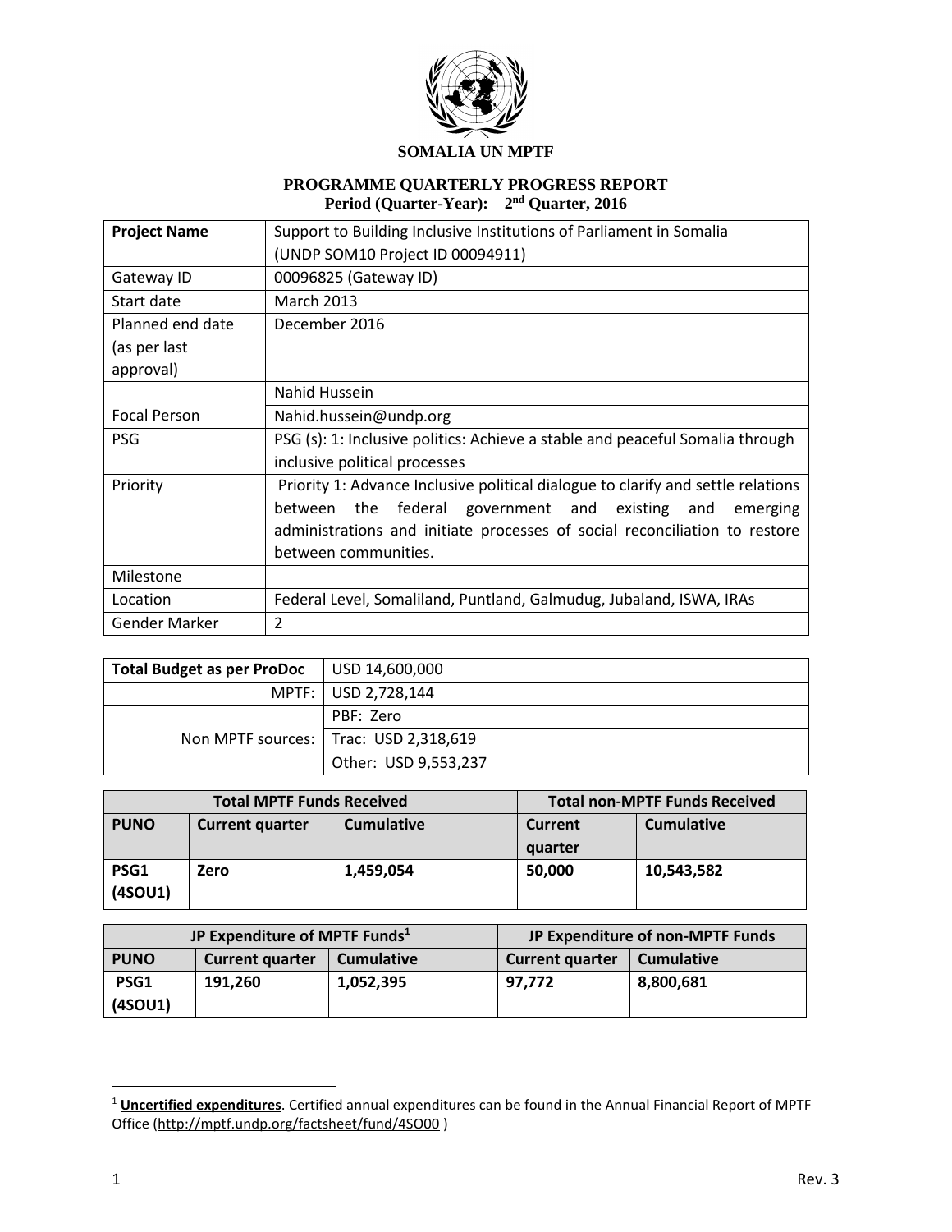**SOMALIA UN MPTF**

**PROGRAMME QUARTERLY PROGRESS REPORT**
**Period (Quarter-Year): 2nd Quarter, 2016**

| | |
|---|---|
| **Project Name** | Support to Building Inclusive Institutions of Parliament in Somalia (UNDP SOM10 Project ID 00094911) |
| Gateway ID | 00096825 (Gateway ID) |
| Start date | March 2013 |
| Planned end date (as per last approval) | December 2016 |
| Focal Person | Nahid Hussein |
| | Nahid.hussein@undp.org |
| PSG | PSG (s): 1: Inclusive politics: Achieve a stable and peaceful Somalia through inclusive political processes |
| Priority | Priority 1: Advance Inclusive political dialogue to clarify and settle relations between the federal government and existing and emerging administrations and initiate processes of social reconciliation to restore between communities. |
| Milestone | |
| Location | Federal Level, Somaliland, Puntland, Galmudug, Jubaland, ISWA, IRAs |
| Gender Marker | 2 |

| **Total Budget as per ProDoc** | USD 14,600,000 |
|---|---|
| MPTF: | USD 2,728,144 |
| | PBF: Zero |
| Non MPTF sources: | Trac: USD 2,318,619 |
| | Other: USD 9,553,237 |

| **Total MPTF Funds Received** | | | **Total non-MPTF Funds Received** | |
|---|---|---|---|---|
| **PUNO** | **Current quarter** | **Cumulative** | **Current quarter** | **Cumulative** |
| **PSG1 (4SOU1)** | **Zero** | **1,459,054** | **50,000** | **10,543,582** |

| **JP Expenditure of MPTF Funds[1]** | | | **JP Expenditure of non-MPTF Funds** | |
|---|---|---|---|---|
| **PUNO** | **Current quarter** | **Cumulative** | **Current quarter** | **Cumulative** |
| **PSG1 (4SOU1)** | **191,260** | **1,052,395** | **97,772** | **8,800,681** |

[1] **Uncertified expenditures**. Certified annual expenditures can be found in the Annual Financial Report of MPTF Office (http://mptf.undp.org/factsheet/fund/4SO00 )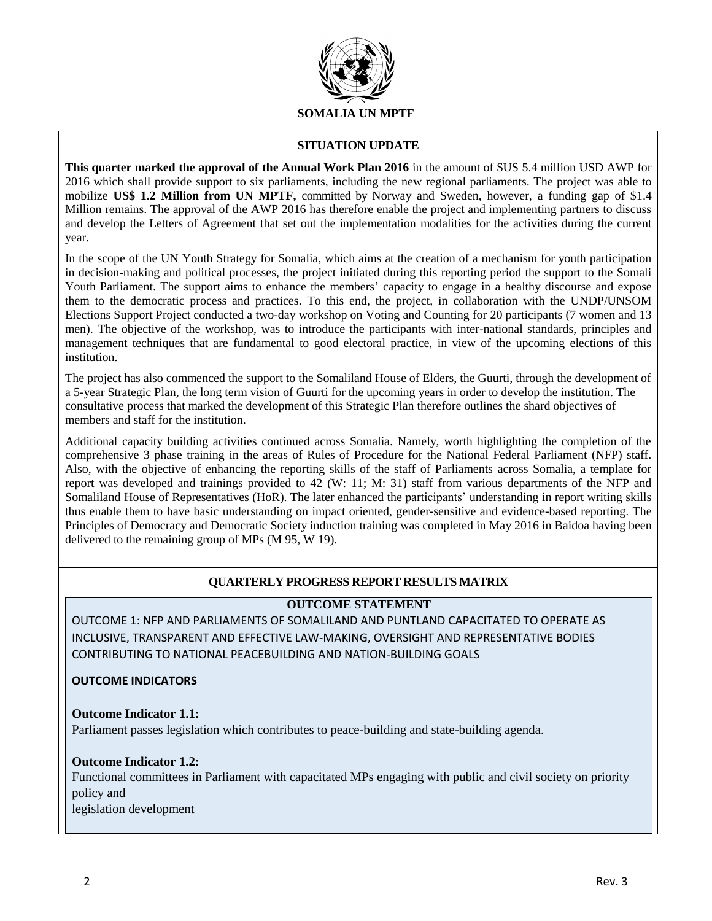**SOMALIA UN MPTF**

## SITUATION UPDATE

**This quarter marked the approval of the Annual Work Plan 2016** in the amount of $US 5.4 million USD AWP for 2016 which shall provide support to six parliaments, including the new regional parliaments. The project was able to mobilize **US$ 1.2 Million from UN MPTF,** committed by Norway and Sweden, however, a funding gap of $1.4 Million remains. The approval of the AWP 2016 has therefore enable the project and implementing partners to discuss and develop the Letters of Agreement that set out the implementation modalities for the activities during the current year.

In the scope of the UN Youth Strategy for Somalia, which aims at the creation of a mechanism for youth participation in decision-making and political processes, the project initiated during this reporting period the support to the Somali Youth Parliament. The support aims to enhance the members' capacity to engage in a healthy discourse and expose them to the democratic process and practices. To this end, the project, in collaboration with the UNDP/UNSOM Elections Support Project conducted a two-day workshop on Voting and Counting for 20 participants (7 women and 13 men). The objective of the workshop, was to introduce the participants with inter-national standards, principles and management techniques that are fundamental to good electoral practice, in view of the upcoming elections of this institution.

The project has also commenced the support to the Somaliland House of Elders, the Guurti, through the development of a 5-year Strategic Plan, the long term vision of Guurti for the upcoming years in order to develop the institution. The consultative process that marked the development of this Strategic Plan therefore outlines the shard objectives of members and staff for the institution.

Additional capacity building activities continued across Somalia. Namely, worth highlighting the completion of the comprehensive 3 phase training in the areas of Rules of Procedure for the National Federal Parliament (NFP) staff. Also, with the objective of enhancing the reporting skills of the staff of Parliaments across Somalia, a template for report was developed and trainings provided to 42 (W: 11; M: 31) staff from various departments of the NFP and Somaliland House of Representatives (HoR). The later enhanced the participants' understanding in report writing skills thus enable them to have basic understanding on impact oriented, gender-sensitive and evidence-based reporting. The Principles of Democracy and Democratic Society induction training was completed in May 2016 in Baidoa having been delivered to the remaining group of MPs (M 95, W 19).

## QUARTERLY PROGRESS REPORT RESULTS MATRIX

### OUTCOME STATEMENT

OUTCOME 1: NFP AND PARLIAMENTS OF SOMALILAND AND PUNTLAND CAPACITATED TO OPERATE AS INCLUSIVE, TRANSPARENT AND EFFECTIVE LAW-MAKING, OVERSIGHT AND REPRESENTATIVE BODIES CONTRIBUTING TO NATIONAL PEACEBUILDING AND NATION-BUILDING GOALS

**OUTCOME INDICATORS**

**Outcome Indicator 1.1:**
Parliament passes legislation which contributes to peace-building and state-building agenda.

**Outcome Indicator 1.2:**
Functional committees in Parliament with capacitated MPs engaging with public and civil society on priority policy and
legislation development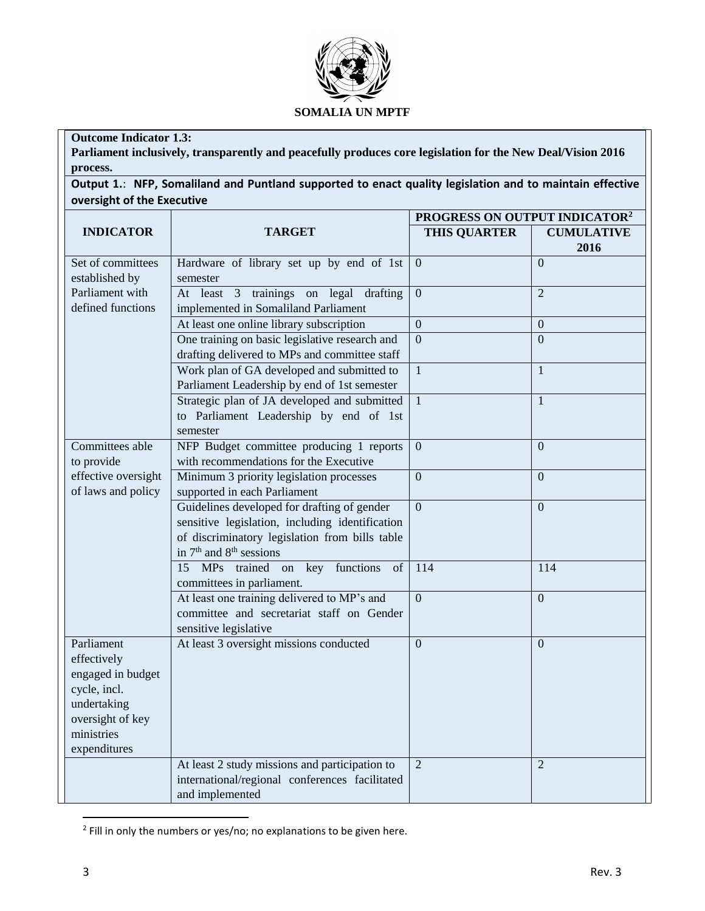SOMALIA UN MPTF

**Outcome Indicator 1.3:**
**Parliament inclusively, transparently and peacefully produces core legislation for the New Deal/Vision 2016 process.**

**Output 1.**: **NFP, Somaliland and Puntland supported to enact quality legislation and to maintain effective oversight of the Executive**

| INDICATOR | TARGET | PROGRESS ON OUTPUT INDICATOR[2] | |
|---|---|---|---|
| | | THIS QUARTER | CUMULATIVE 2016 |
| Set of committees established by Parliament with defined functions | Hardware of library set up by end of 1st semester | 0 | 0 |
| | At least 3 trainings on legal drafting implemented in Somaliland Parliament | 0 | 2 |
| | At least one online library subscription | 0 | 0 |
| | One training on basic legislative research and drafting delivered to MPs and committee staff | 0 | 0 |
| | Work plan of GA developed and submitted to Parliament Leadership by end of 1st semester | 1 | 1 |
| | Strategic plan of JA developed and submitted to Parliament Leadership by end of 1st semester | 1 | 1 |
| Committees able to provide effective oversight of laws and policy | NFP Budget committee producing 1 reports with recommendations for the Executive | 0 | 0 |
| | Minimum 3 priority legislation processes supported in each Parliament | 0 | 0 |
| | Guidelines developed for drafting of gender sensitive legislation, including identification of discriminatory legislation from bills table in 7th and 8th sessions | 0 | 0 |
| | 15 MPs trained on key functions of committees in parliament. | 114 | 114 |
| | At least one training delivered to MP's and committee and secretariat staff on Gender sensitive legislative | 0 | 0 |
| Parliament effectively engaged in budget cycle, incl. undertaking oversight of key ministries expenditures | At least 3 oversight missions conducted | 0 | 0 |
| | At least 2 study missions and participation to international/regional conferences facilitated and implemented | 2 | 2 |

[2] Fill in only the numbers or yes/no; no explanations to be given here.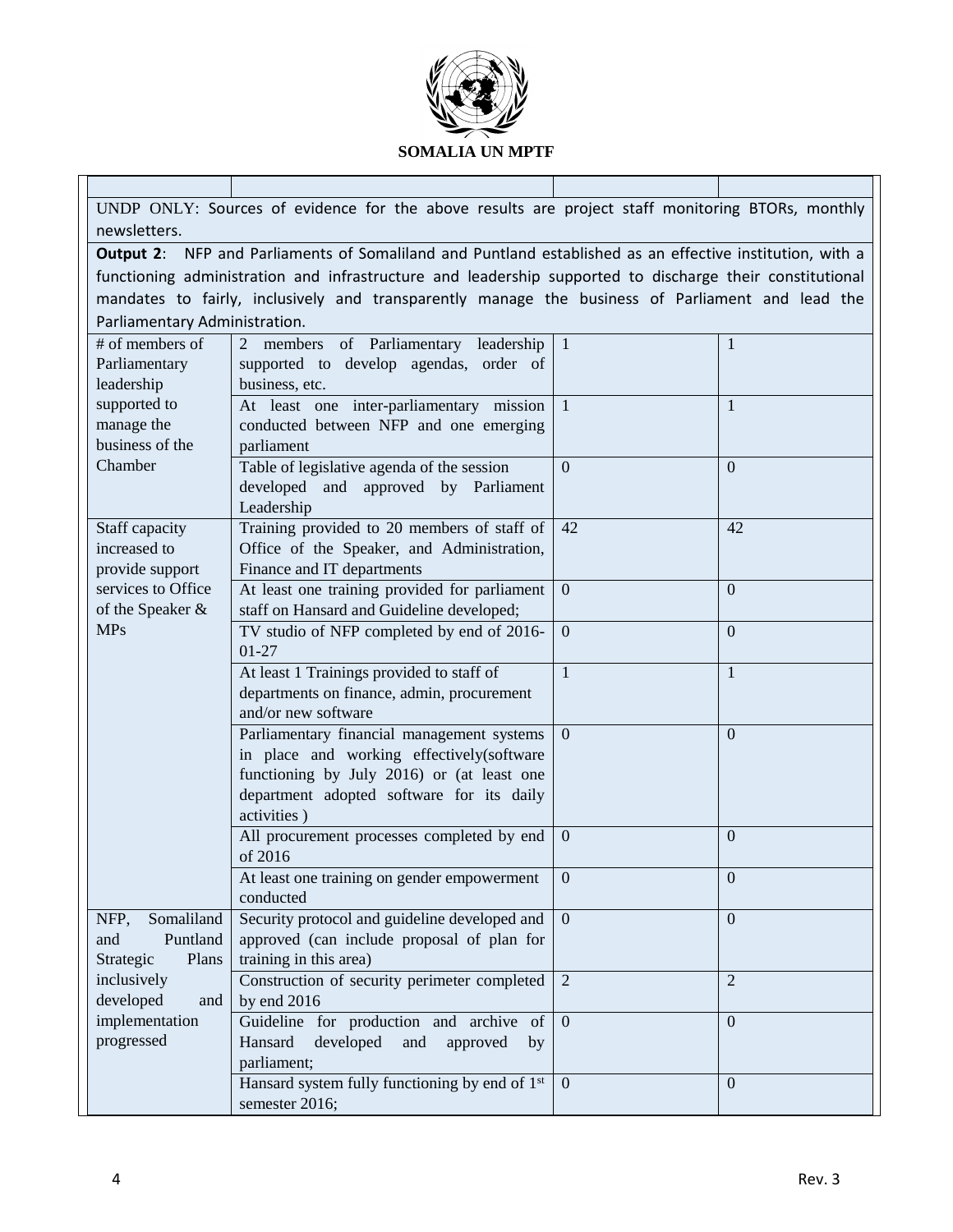SOMALIA UN MPTF

| | | | |
|---|---|---|---|
| UNDP ONLY: Sources of evidence for the above results are project staff monitoring BTORs, monthly newsletters. | | | |
| **Output 2**: NFP and Parliaments of Somaliland and Puntland established as an effective institution, with a functioning administration and infrastructure and leadership supported to discharge their constitutional mandates to fairly, inclusively and transparently manage the business of Parliament and lead the Parliamentary Administration. | | | |
| # of members of Parliamentary leadership supported to manage the business of the Chamber | 2 members of Parliamentary leadership supported to develop agendas, order of business, etc. | 1 | 1 |
| | At least one inter-parliamentary mission conducted between NFP and one emerging parliament | 1 | 1 |
| | Table of legislative agenda of the session developed and approved by Parliament Leadership | 0 | 0 |
| Staff capacity increased to provide support services to Office of the Speaker & MPs | Training provided to 20 members of staff of Office of the Speaker, and Administration, Finance and IT departments | 42 | 42 |
| | At least one training provided for parliament staff on Hansard and Guideline developed; | 0 | 0 |
| | TV studio of NFP completed by end of 2016-01-27 | 0 | 0 |
| | At least 1 Trainings provided to staff of departments on finance, admin, procurement and/or new software | 1 | 1 |
| | Parliamentary financial management systems in place and working effectively(software functioning by July 2016) or (at least one department adopted software for its daily activities ) | 0 | 0 |
| | All procurement processes completed by end of 2016 | 0 | 0 |
| | At least one training on gender empowerment conducted | 0 | 0 |
| NFP, Somaliland and Puntland Strategic Plans inclusively developed and implementation progressed | Security protocol and guideline developed and approved (can include proposal of plan for training in this area) | 0 | 0 |
| | Construction of security perimeter completed by end 2016 | 2 | 2 |
| | Guideline for production and archive of Hansard developed and approved by parliament; | 0 | 0 |
| | Hansard system fully functioning by end of 1st semester 2016; | 0 | 0 |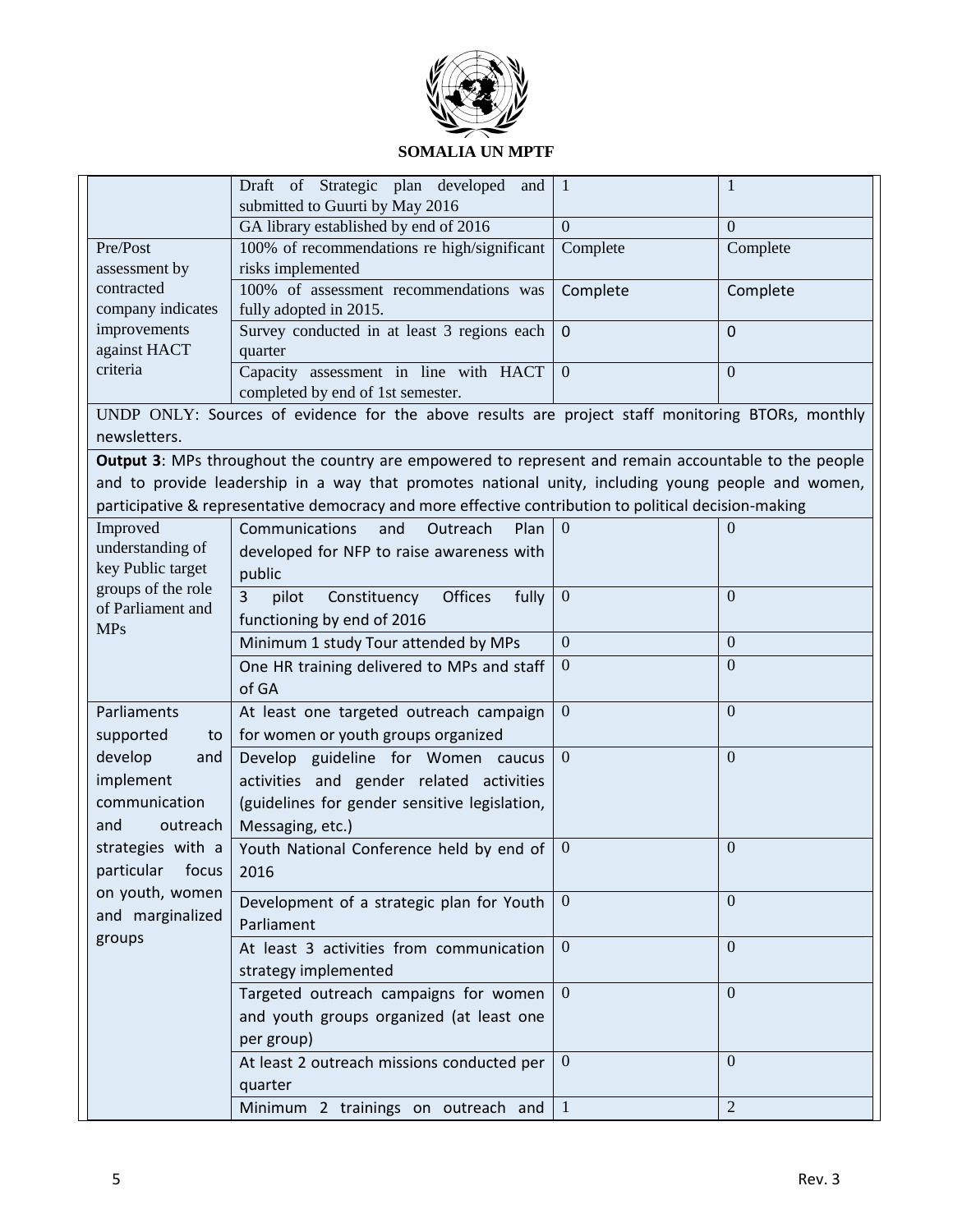| | | | |
|---|---|---|---|
| | Draft of Strategic plan developed and submitted to Guurti by May 2016 | 1 | 1 |
| | GA library established by end of 2016 | 0 | 0 |
| Pre/Post assessment by contracted company indicates improvements against HACT criteria | 100% of recommendations re high/significant risks implemented | Complete | Complete |
| | 100% of assessment recommendations was fully adopted in 2015. | Complete | Complete |
| | Survey conducted in at least 3 regions each quarter | 0 | 0 |
| | Capacity assessment in line with HACT completed by end of 1st semester. | 0 | 0 |
| UNDP ONLY: Sources of evidence for the above results are project staff monitoring BTORs, monthly newsletters. | | | |
| **Output 3**: MPs throughout the country are empowered to represent and remain accountable to the people and to provide leadership in a way that promotes national unity, including young people and women, participative & representative democracy and more effective contribution to political decision-making | | | |
| Improved understanding of key Public target groups of the role of Parliament and MPs | Communications and Outreach Plan developed for NFP to raise awareness with public | 0 | 0 |
| | 3 pilot Constituency Offices fully functioning by end of 2016 | 0 | 0 |
| | Minimum 1 study Tour attended by MPs | 0 | 0 |
| | One HR training delivered to MPs and staff of GA | 0 | 0 |
| Parliaments supported to develop and implement communication and outreach strategies with a particular focus on youth, women and marginalized groups | At least one targeted outreach campaign for women or youth groups organized | 0 | 0 |
| | Develop guideline for Women caucus activities and gender related activities (guidelines for gender sensitive legislation, Messaging, etc.) | 0 | 0 |
| | Youth National Conference held by end of 2016 | 0 | 0 |
| | Development of a strategic plan for Youth Parliament | 0 | 0 |
| | At least 3 activities from communication strategy implemented | 0 | 0 |
| | Targeted outreach campaigns for women and youth groups organized (at least one per group) | 0 | 0 |
| | At least 2 outreach missions conducted per quarter | 0 | 0 |
| | Minimum 2 trainings on outreach and | 1 | 2 |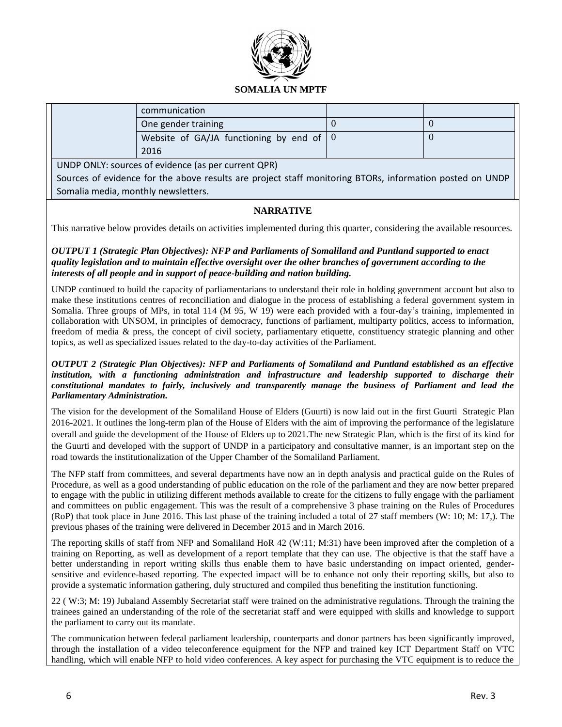| | | | |
|---|---|---|---|
| | communication | | |
| | One gender training | 0 | 0 |
| | Website of GA/JA functioning by end of 2016 | 0 | 0 |

UNDP ONLY: sources of evidence (as per current QPR)

Sources of evidence for the above results are project staff monitoring BTORs, information posted on UNDP Somalia media, monthly newsletters.

## NARRATIVE

This narrative below provides details on activities implemented during this quarter, considering the available resources.

***OUTPUT 1 (Strategic Plan Objectives): NFP and Parliaments of Somaliland and Puntland supported to enact quality legislation and to maintain effective oversight over the other branches of government according to the interests of all people and in support of peace-building and nation building.***

UNDP continued to build the capacity of parliamentarians to understand their role in holding government account but also to make these institutions centres of reconciliation and dialogue in the process of establishing a federal government system in Somalia. Three groups of MPs, in total 114 (M 95, W 19) were each provided with a four-day's training, implemented in collaboration with UNSOM, in principles of democracy, functions of parliament, multiparty politics, access to information, freedom of media & press, the concept of civil society, parliamentary etiquette, constituency strategic planning and other topics, as well as specialized issues related to the day-to-day activities of the Parliament.

***OUTPUT 2 (Strategic Plan Objectives): NFP and Parliaments of Somaliland and Puntland established as an effective institution, with a functioning administration and infrastructure and leadership supported to discharge their constitutional mandates to fairly, inclusively and transparently manage the business of Parliament and lead the Parliamentary Administration.***

The vision for the development of the Somaliland House of Elders (Guurti) is now laid out in the first Guurti Strategic Plan 2016-2021. It outlines the long-term plan of the House of Elders with the aim of improving the performance of the legislature overall and guide the development of the House of Elders up to 2021.The new Strategic Plan, which is the first of its kind for the Guurti and developed with the support of UNDP in a participatory and consultative manner, is an important step on the road towards the institutionalization of the Upper Chamber of the Somaliland Parliament.

The NFP staff from committees, and several departments have now an in depth analysis and practical guide on the Rules of Procedure, as well as a good understanding of public education on the role of the parliament and they are now better prepared to engage with the public in utilizing different methods available to create for the citizens to fully engage with the parliament and committees on public engagement. This was the result of a comprehensive 3 phase training on the Rules of Procedures (RoP) that took place in June 2016. This last phase of the training included a total of 27 staff members (W: 10; M: 17,). The previous phases of the training were delivered in December 2015 and in March 2016.

The reporting skills of staff from NFP and Somaliland HoR 42 (W:11; M:31) have been improved after the completion of a training on Reporting, as well as development of a report template that they can use. The objective is that the staff have a better understanding in report writing skills thus enable them to have basic understanding on impact oriented, gender-sensitive and evidence-based reporting. The expected impact will be to enhance not only their reporting skills, but also to provide a systematic information gathering, duly structured and compiled thus benefiting the institution functioning.

22 ( W:3; M: 19) Jubaland Assembly Secretariat staff were trained on the administrative regulations. Through the training the trainees gained an understanding of the role of the secretariat staff and were equipped with skills and knowledge to support the parliament to carry out its mandate.

The communication between federal parliament leadership, counterparts and donor partners has been significantly improved, through the installation of a video teleconference equipment for the NFP and trained key ICT Department Staff on VTC handling, which will enable NFP to hold video conferences. A key aspect for purchasing the VTC equipment is to reduce the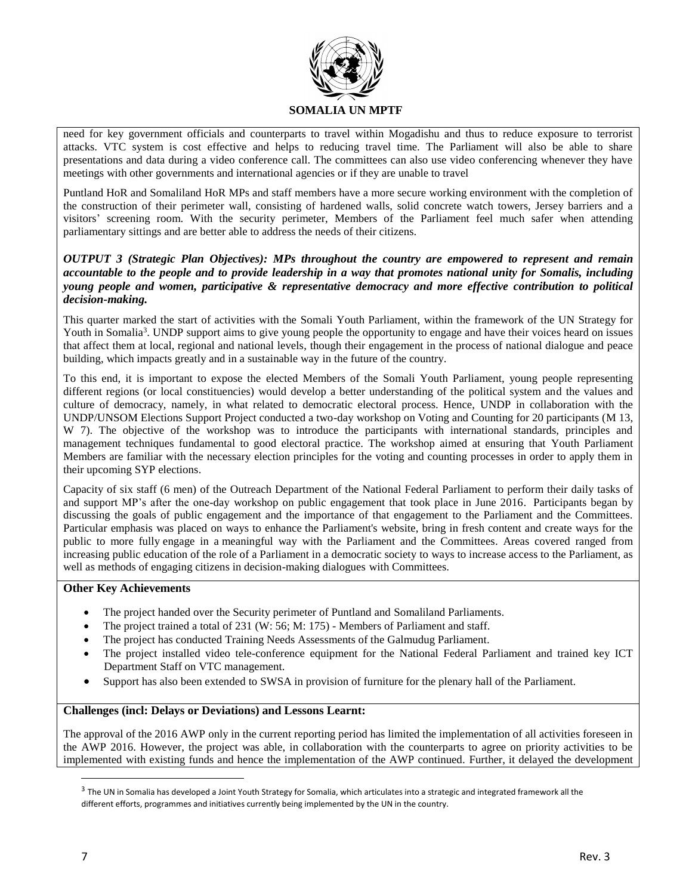need for key government officials and counterparts to travel within Mogadishu and thus to reduce exposure to terrorist attacks. VTC system is cost effective and helps to reducing travel time. The Parliament will also be able to share presentations and data during a video conference call. The committees can also use video conferencing whenever they have meetings with other governments and international agencies or if they are unable to travel

Puntland HoR and Somaliland HoR MPs and staff members have a more secure working environment with the completion of the construction of their perimeter wall, consisting of hardened walls, solid concrete watch towers, Jersey barriers and a visitors' screening room. With the security perimeter, Members of the Parliament feel much safer when attending parliamentary sittings and are better able to address the needs of their citizens.

***OUTPUT 3 (Strategic Plan Objectives): MPs throughout the country are empowered to represent and remain accountable to the people and to provide leadership in a way that promotes national unity for Somalis, including young people and women, participative & representative democracy and more effective contribution to political decision-making.***

This quarter marked the start of activities with the Somali Youth Parliament, within the framework of the UN Strategy for Youth in Somalia[3]. UNDP support aims to give young people the opportunity to engage and have their voices heard on issues that affect them at local, regional and national levels, though their engagement in the process of national dialogue and peace building, which impacts greatly and in a sustainable way in the future of the country.

To this end, it is important to expose the elected Members of the Somali Youth Parliament, young people representing different regions (or local constituencies) would develop a better understanding of the political system and the values and culture of democracy, namely, in what related to democratic electoral process. Hence, UNDP in collaboration with the UNDP/UNSOM Elections Support Project conducted a two-day workshop on Voting and Counting for 20 participants (M 13, W 7). The objective of the workshop was to introduce the participants with international standards, principles and management techniques fundamental to good electoral practice. The workshop aimed at ensuring that Youth Parliament Members are familiar with the necessary election principles for the voting and counting processes in order to apply them in their upcoming SYP elections.

Capacity of six staff (6 men) of the Outreach Department of the National Federal Parliament to perform their daily tasks of and support MP's after the one-day workshop on public engagement that took place in June 2016. Participants began by discussing the goals of public engagement and the importance of that engagement to the Parliament and the Committees. Particular emphasis was placed on ways to enhance the Parliament's website, bring in fresh content and create ways for the public to more fully engage in a meaningful way with the Parliament and the Committees. Areas covered ranged from increasing public education of the role of a Parliament in a democratic society to ways to increase access to the Parliament, as well as methods of engaging citizens in decision-making dialogues with Committees.

**Other Key Achievements**

- The project handed over the Security perimeter of Puntland and Somaliland Parliaments.
- The project trained a total of 231 (W: 56; M: 175) - Members of Parliament and staff.
- The project has conducted Training Needs Assessments of the Galmudug Parliament.
- The project installed video tele-conference equipment for the National Federal Parliament and trained key ICT Department Staff on VTC management.
- Support has also been extended to SWSA in provision of furniture for the plenary hall of the Parliament.

**Challenges (incl: Delays or Deviations) and Lessons Learnt:**

The approval of the 2016 AWP only in the current reporting period has limited the implementation of all activities foreseen in the AWP 2016. However, the project was able, in collaboration with the counterparts to agree on priority activities to be implemented with existing funds and hence the implementation of the AWP continued. Further, it delayed the development

[3] The UN in Somalia has developed a Joint Youth Strategy for Somalia, which articulates into a strategic and integrated framework all the different efforts, programmes and initiatives currently being implemented by the UN in the country.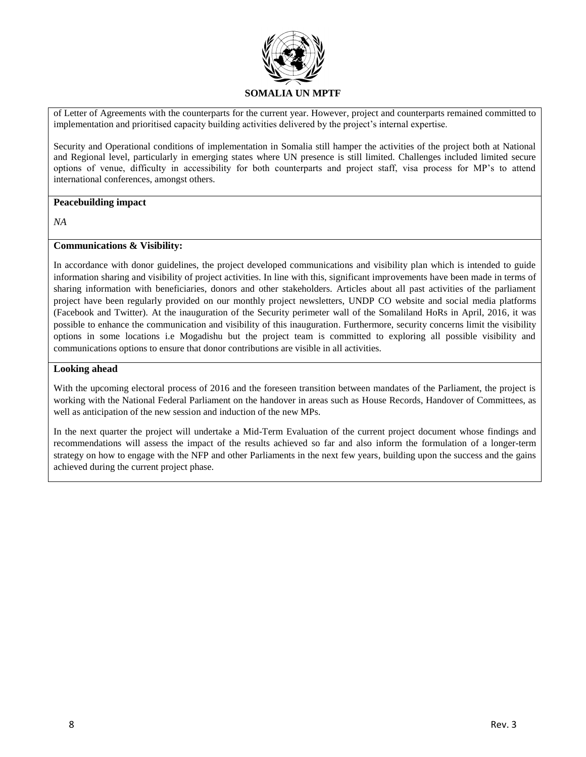of Letter of Agreements with the counterparts for the current year. However, project and counterparts remained committed to implementation and prioritised capacity building activities delivered by the project's internal expertise.

Security and Operational conditions of implementation in Somalia still hamper the activities of the project both at National and Regional level, particularly in emerging states where UN presence is still limited. Challenges included limited secure options of venue, difficulty in accessibility for both counterparts and project staff, visa process for MP's to attend international conferences, amongst others.

**Peacebuilding impact**

*NA*

**Communications & Visibility:**

In accordance with donor guidelines, the project developed communications and visibility plan which is intended to guide information sharing and visibility of project activities. In line with this, significant improvements have been made in terms of sharing information with beneficiaries, donors and other stakeholders. Articles about all past activities of the parliament project have been regularly provided on our monthly project newsletters, UNDP CO website and social media platforms (Facebook and Twitter). At the inauguration of the Security perimeter wall of the Somaliland HoRs in April, 2016, it was possible to enhance the communication and visibility of this inauguration. Furthermore, security concerns limit the visibility options in some locations i.e Mogadishu but the project team is committed to exploring all possible visibility and communications options to ensure that donor contributions are visible in all activities.

**Looking ahead**

With the upcoming electoral process of 2016 and the foreseen transition between mandates of the Parliament, the project is working with the National Federal Parliament on the handover in areas such as House Records, Handover of Committees, as well as anticipation of the new session and induction of the new MPs.

In the next quarter the project will undertake a Mid-Term Evaluation of the current project document whose findings and recommendations will assess the impact of the results achieved so far and also inform the formulation of a longer-term strategy on how to engage with the NFP and other Parliaments in the next few years, building upon the success and the gains achieved during the current project phase.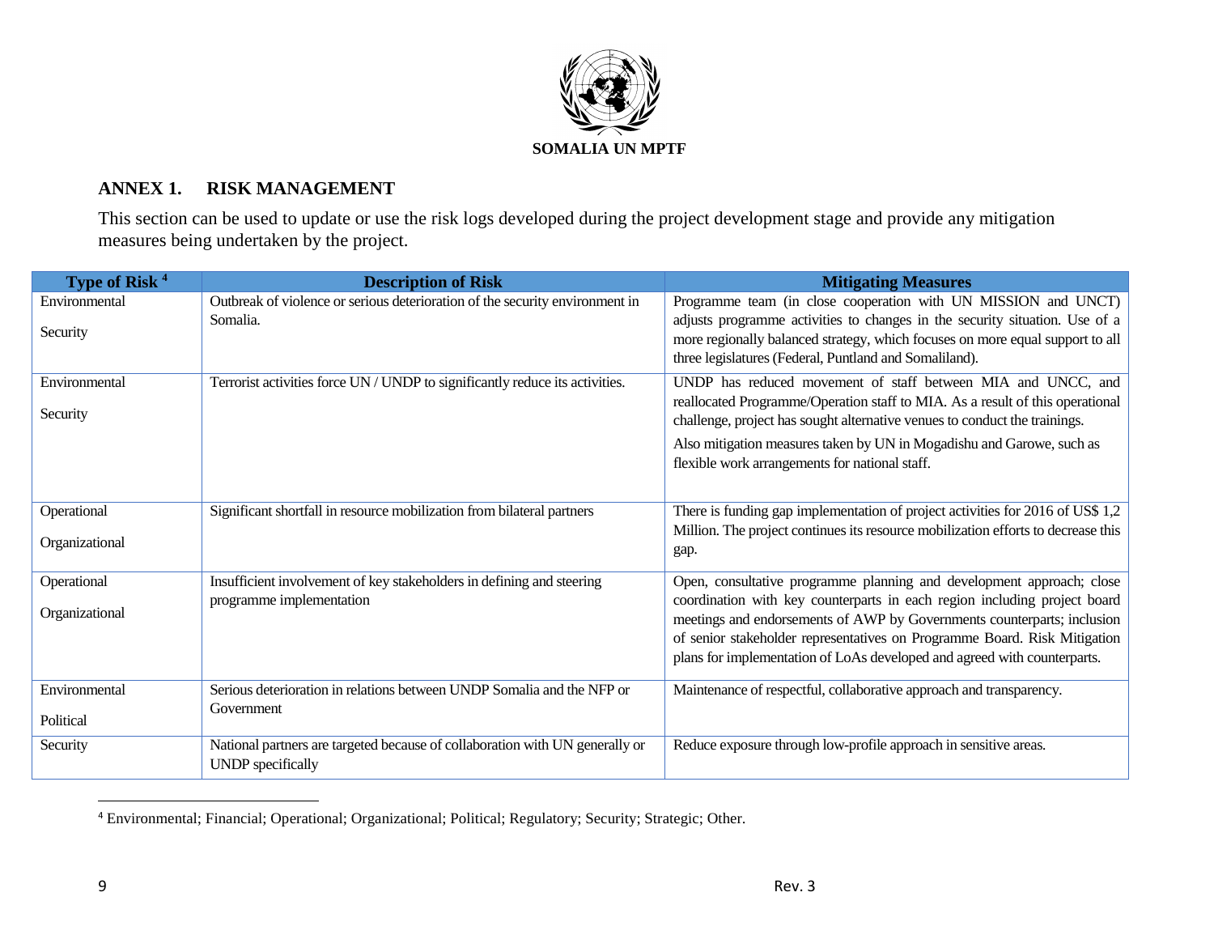**SOMALIA UN MPTF**

## ANNEX 1. RISK MANAGEMENT

This section can be used to update or use the risk logs developed during the project development stage and provide any mitigation measures being undertaken by the project.

| Type of Risk [4] | Description of Risk | Mitigating Measures |
|---|---|---|
| Environmental<br><br>Security | Outbreak of violence or serious deterioration of the security environment in Somalia. | Programme team (in close cooperation with UN MISSION and UNCT) adjusts programme activities to changes in the security situation. Use of a more regionally balanced strategy, which focuses on more equal support to all three legislatures (Federal, Puntland and Somaliland). |
| Environmental<br><br>Security | Terrorist activities force UN / UNDP to significantly reduce its activities. | UNDP has reduced movement of staff between MIA and UNCC, and reallocated Programme/Operation staff to MIA. As a result of this operational challenge, project has sought alternative venues to conduct the trainings.<br><br>Also mitigation measures taken by UN in Mogadishu and Garowe, such as flexible work arrangements for national staff. |
| Operational<br><br>Organizational | Significant shortfall in resource mobilization from bilateral partners | There is funding gap implementation of project activities for 2016 of US$ 1,2 Million. The project continues its resource mobilization efforts to decrease this gap. |
| Operational<br><br>Organizational | Insufficient involvement of key stakeholders in defining and steering programme implementation | Open, consultative programme planning and development approach; close coordination with key counterparts in each region including project board meetings and endorsements of AWP by Governments counterparts; inclusion of senior stakeholder representatives on Programme Board. Risk Mitigation plans for implementation of LoAs developed and agreed with counterparts. |
| Environmental<br><br>Political | Serious deterioration in relations between UNDP Somalia and the NFP or Government | Maintenance of respectful, collaborative approach and transparency. |
| Security | National partners are targeted because of collaboration with UN generally or UNDP specifically | Reduce exposure through low-profile approach in sensitive areas. |

[4] Environmental; Financial; Operational; Organizational; Political; Regulatory; Security; Strategic; Other.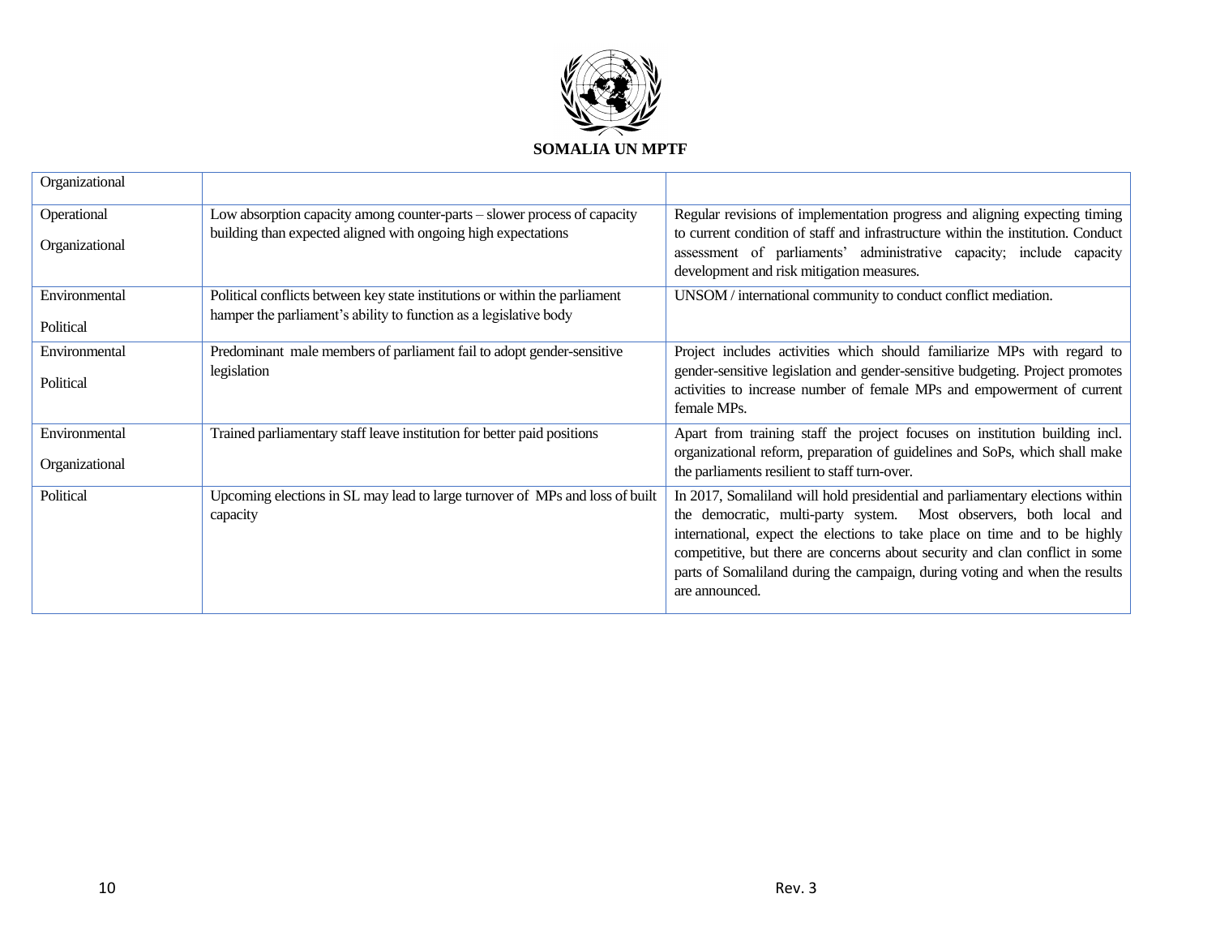| | | |
|---|---|---|
| Organizational | | |
| Operational<br>Organizational | Low absorption capacity among counter-parts – slower process of capacity building than expected aligned with ongoing high expectations | Regular revisions of implementation progress and aligning expecting timing to current condition of staff and infrastructure within the institution. Conduct assessment of parliaments' administrative capacity; include capacity development and risk mitigation measures. |
| Environmental<br>Political | Political conflicts between key state institutions or within the parliament hamper the parliament's ability to function as a legislative body | UNSOM / international community to conduct conflict mediation. |
| Environmental<br>Political | Predominant male members of parliament fail to adopt gender-sensitive legislation | Project includes activities which should familiarize MPs with regard to gender-sensitive legislation and gender-sensitive budgeting. Project promotes activities to increase number of female MPs and empowerment of current female MPs. |
| Environmental<br>Organizational | Trained parliamentary staff leave institution for better paid positions | Apart from training staff the project focuses on institution building incl. organizational reform, preparation of guidelines and SoPs, which shall make the parliaments resilient to staff turn-over. |
| Political | Upcoming elections in SL may lead to large turnover of MPs and loss of built capacity | In 2017, Somaliland will hold presidential and parliamentary elections within the democratic, multi-party system. Most observers, both local and international, expect the elections to take place on time and to be highly competitive, but there are concerns about security and clan conflict in some parts of Somaliland during the campaign, during voting and when the results are announced. |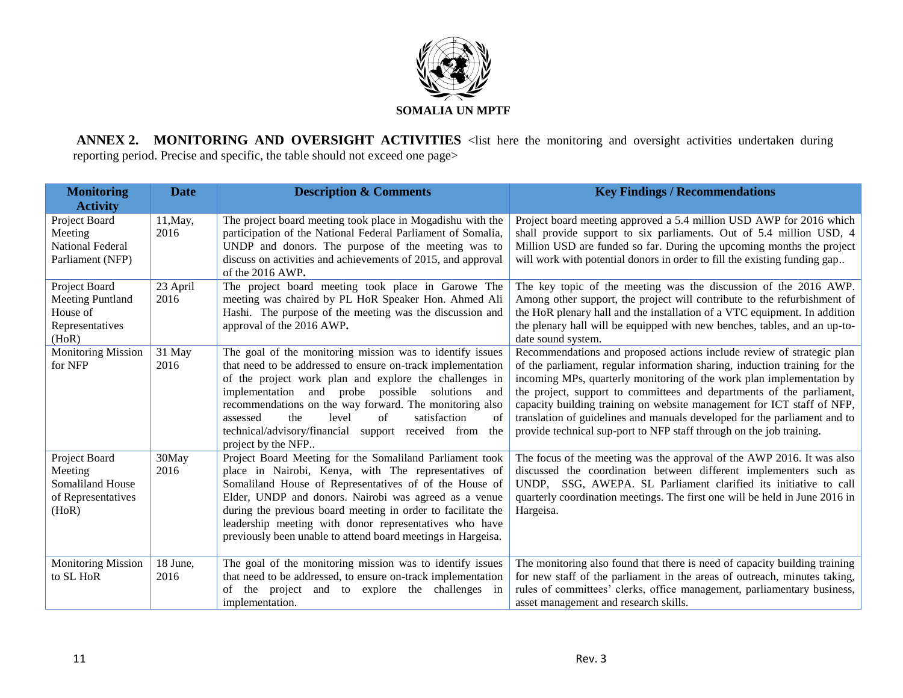**SOMALIA UN MPTF**

**ANNEX 2. MONITORING AND OVERSIGHT ACTIVITIES** <list here the monitoring and oversight activities undertaken during reporting period. Precise and specific, the table should not exceed one page>

| Monitoring Activity | Date | Description & Comments | Key Findings / Recommendations |
|---|---|---|---|
| Project Board Meeting National Federal Parliament (NFP) | 11,May, 2016 | The project board meeting took place in Mogadishu with the participation of the National Federal Parliament of Somalia, UNDP and donors. The purpose of the meeting was to discuss on activities and achievements of 2015, and approval of the 2016 AWP. | Project board meeting approved a 5.4 million USD AWP for 2016 which shall provide support to six parliaments. Out of 5.4 million USD, 4 Million USD are funded so far. During the upcoming months the project will work with potential donors in order to fill the existing funding gap.. |
| Project Board Meeting Puntland House of Representatives (HoR) | 23 April 2016 | The project board meeting took place in Garowe The meeting was chaired by PL HoR Speaker Hon. Ahmed Ali Hashi. The purpose of the meeting was the discussion and approval of the 2016 AWP. | The key topic of the meeting was the discussion of the 2016 AWP. Among other support, the project will contribute to the refurbishment of the HoR plenary hall and the installation of a VTC equipment. In addition the plenary hall will be equipped with new benches, tables, and an up-to-date sound system. |
| Monitoring Mission for NFP | 31 May 2016 | The goal of the monitoring mission was to identify issues that need to be addressed to ensure on-track implementation of the project work plan and explore the challenges in implementation and probe possible solutions and recommendations on the way forward. The monitoring also assessed the level of satisfaction of technical/advisory/financial support received from the project by the NFP.. | Recommendations and proposed actions include review of strategic plan of the parliament, regular information sharing, induction training for the incoming MPs, quarterly monitoring of the work plan implementation by the project, support to committees and departments of the parliament, capacity building training on website management for ICT staff of NFP, translation of guidelines and manuals developed for the parliament and to provide technical sup-port to NFP staff through on the job training. |
| Project Board Meeting Somaliland House of Representatives (HoR) | 30May 2016 | Project Board Meeting for the Somaliland Parliament took place in Nairobi, Kenya, with The representatives of Somaliland House of Representatives of of the House of Elder, UNDP and donors. Nairobi was agreed as a venue during the previous board meeting in order to facilitate the leadership meeting with donor representatives who have previously been unable to attend board meetings in Hargeisa. | The focus of the meeting was the approval of the AWP 2016. It was also discussed the coordination between different implementers such as UNDP, SSG, AWEPA. SL Parliament clarified its initiative to call quarterly coordination meetings. The first one will be held in June 2016 in Hargeisa. |
| Monitoring Mission to SL HoR | 18 June, 2016 | The goal of the monitoring mission was to identify issues that need to be addressed, to ensure on-track implementation of the project and to explore the challenges in implementation. | The monitoring also found that there is need of capacity building training for new staff of the parliament in the areas of outreach, minutes taking, rules of committees' clerks, office management, parliamentary business, asset management and research skills. |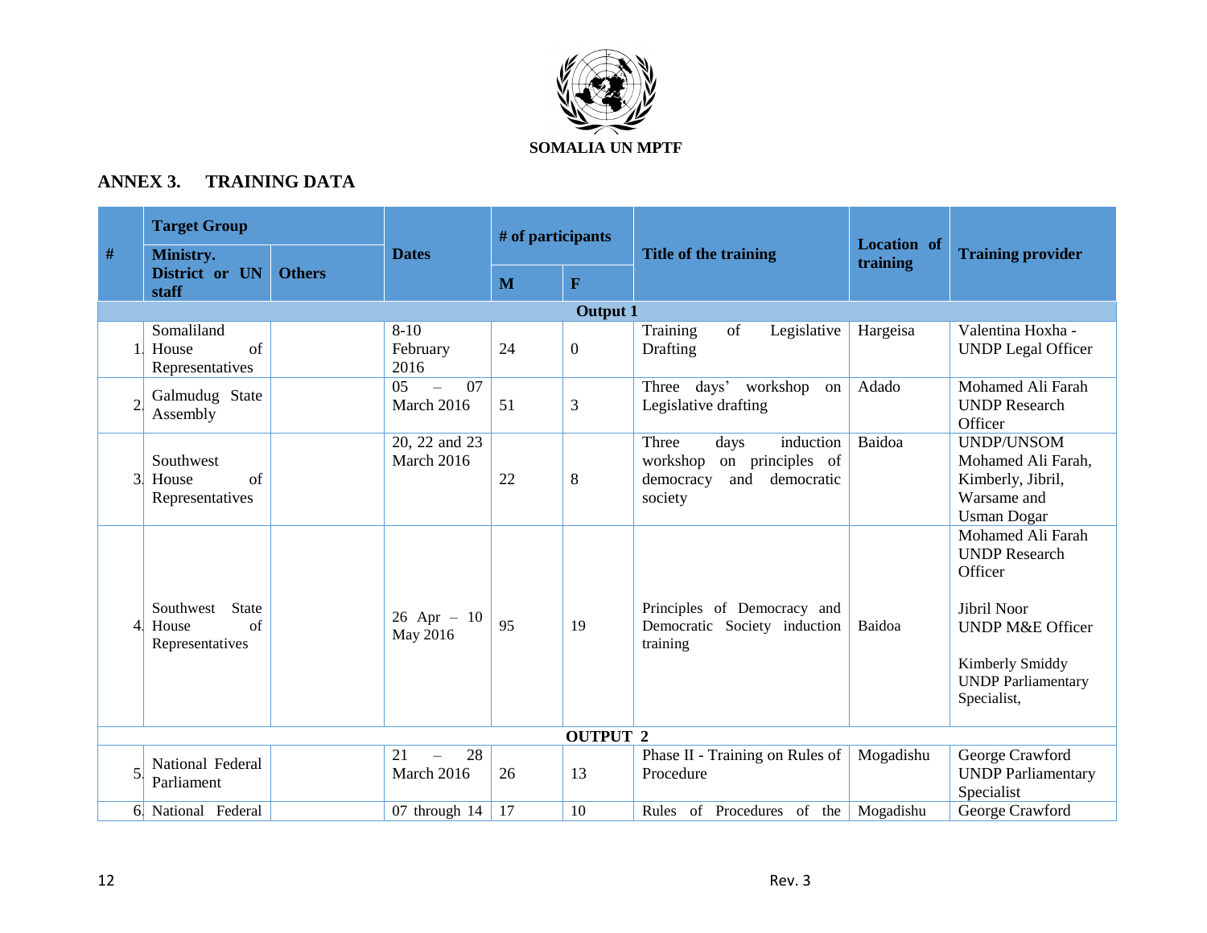SOMALIA UN MPTF

## ANNEX 3. TRAINING DATA

| # | Target Group | | Dates | # of participants | | Title of the training | Location of training | Training provider |
|---|---|---|---|---|---|---|---|---|
| | Ministry. District or UN staff | Others | | M | F | | | |
| **Output 1** | | | | | | | | |
| 1. | Somaliland House of Representatives | | 8-10 February 2016 | 24 | 0 | Training of Legislative Drafting | Hargeisa | Valentina Hoxha - UNDP Legal Officer |
| 2. | Galmudug State Assembly | | 05 – 07 March 2016 | 51 | 3 | Three days' workshop on Legislative drafting | Adado | Mohamed Ali Farah UNDP Research Officer |
| 3. | Southwest House of Representatives | | 20, 22 and 23 March 2016 | 22 | 8 | Three days induction workshop on principles of democracy and democratic society | Baidoa | UNDP/UNSOM Mohamed Ali Farah, Kimberly, Jibril, Warsame and Usman Dogar |
| 4. | Southwest State House of Representatives | | 26 Apr – 10 May 2016 | 95 | 19 | Principles of Democracy and Democratic Society induction training | Baidoa | Mohamed Ali Farah UNDP Research Officer<br><br>Jibril Noor UNDP M&E Officer<br><br>Kimberly Smiddy UNDP Parliamentary Specialist, |
| **OUTPUT 2** | | | | | | | | |
| 5. | National Federal Parliament | | 21 – 28 March 2016 | 26 | 13 | Phase II - Training on Rules of Procedure | Mogadishu | George Crawford UNDP Parliamentary Specialist |
| 6. | National Federal | | 07 through 14 | 17 | 10 | Rules of Procedures of the | Mogadishu | George Crawford |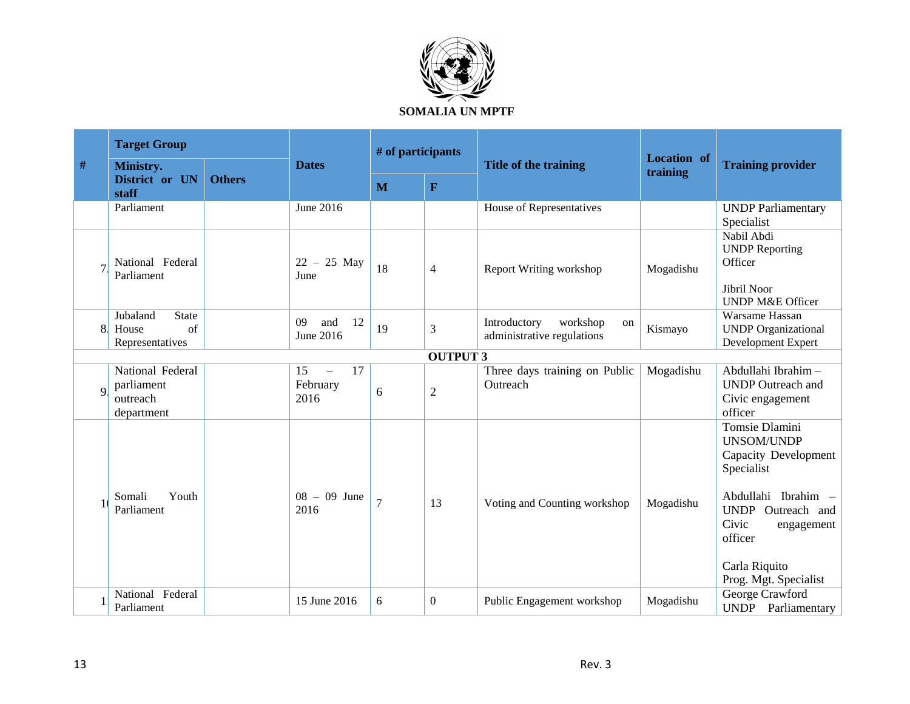**SOMALIA UN MPTF**

| # | Target Group | | Dates | # of participants | | Title of the training | Location of training | Training provider |
|---|---|---|---|---|---|---|---|---|
| | Ministry. District or UN staff | Others | | M | F | | | |
| | Parliament | | June 2016 | | | House of Representatives | | UNDP Parliamentary Specialist |
| 7. | National Federal Parliament | | 22 – 25 May June | 18 | 4 | Report Writing workshop | Mogadishu | Nabil Abdi UNDP Reporting Officer<br><br>Jibril Noor UNDP M&E Officer |
| 8. | Jubaland State House of Representatives | | 09 and 12 June 2016 | 19 | 3 | Introductory workshop on administrative regulations | Kismayo | Warsame Hassan UNDP Organizational Development Expert |
| | | | | **OUTPUT 3** | | | | |
| 9. | National Federal parliament outreach department | | 15 – 17 February 2016 | 6 | 2 | Three days training on Public Outreach | Mogadishu | Abdullahi Ibrahim – UNDP Outreach and Civic engagement officer |
| 10 | Somali Youth Parliament | | 08 – 09 June 2016 | 7 | 13 | Voting and Counting workshop | Mogadishu | Tomsie Dlamini UNSOM/UNDP Capacity Development Specialist<br><br>Abdullahi Ibrahim – UNDP Outreach and Civic engagement officer<br><br>Carla Riquito Prog. Mgt. Specialist |
| 1 | National Federal Parliament | | 15 June 2016 | 6 | 0 | Public Engagement workshop | Mogadishu | George Crawford UNDP Parliamentary |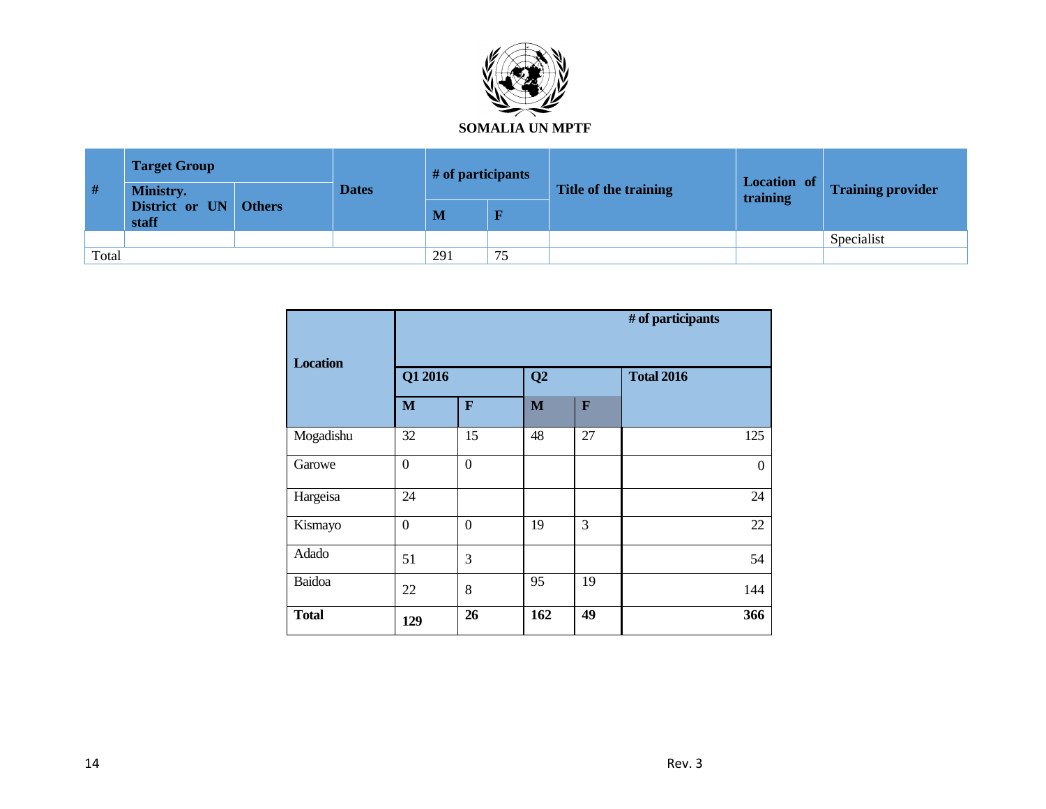**SOMALIA UN MPTF**

| # | Target Group | | Dates | # of participants | | Title of the training | Location of training | Training provider |
|---|---|---|---|---|---|---|---|---|
| | Ministry. District or UN staff | Others | | M | F | | | |
| | | | | | | | | Specialist |
| Total | | | | 291 | 75 | | | |

| Location | # of participants | | | | |
|---|---|---|---|---|---|
| | Q1 2016 | | Q2 | | Total 2016 |
| | M | F | M | F | |
| Mogadishu | 32 | 15 | 48 | 27 | 125 |
| Garowe | 0 | 0 | | | 0 |
| Hargeisa | 24 | | | | 24 |
| Kismayo | 0 | 0 | 19 | 3 | 22 |
| Adado | 51 | 3 | | | 54 |
| Baidoa | 22 | 8 | 95 | 19 | 144 |
| **Total** | **129** | **26** | **162** | **49** | **366** |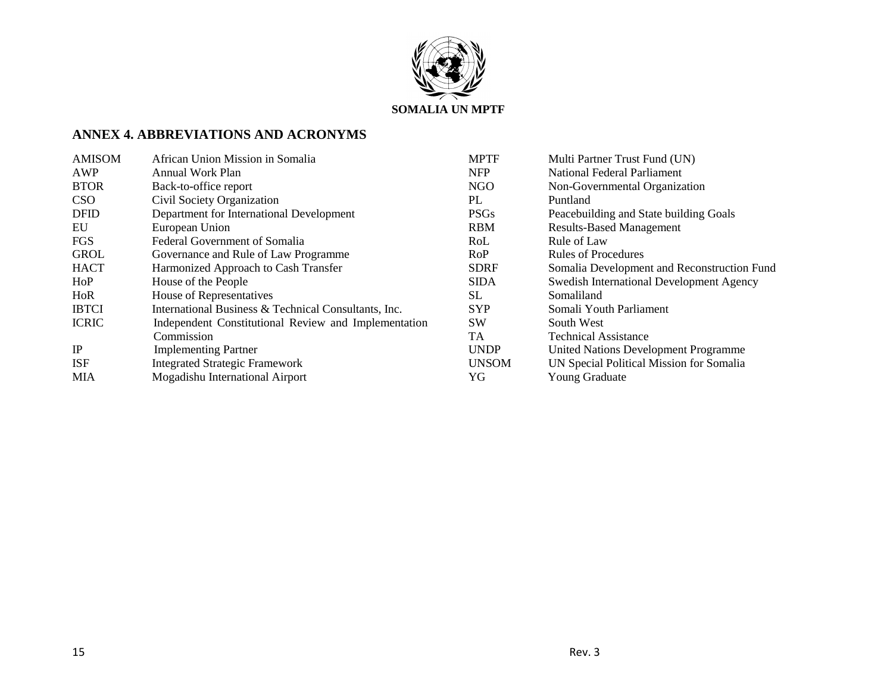**SOMALIA UN MPTF**

## ANNEX 4. ABBREVIATIONS AND ACRONYMS

| | |
|---|---|
| AMISOM | African Union Mission in Somalia |
| AWP | Annual Work Plan |
| BTOR | Back-to-office report |
| CSO | Civil Society Organization |
| DFID | Department for International Development |
| EU | European Union |
| FGS | Federal Government of Somalia |
| GROL | Governance and Rule of Law Programme |
| HACT | Harmonized Approach to Cash Transfer |
| HoP | House of the People |
| HoR | House of Representatives |
| IBTCI | International Business & Technical Consultants, Inc. |
| ICRIC | Independent Constitutional Review and Implementation Commission |
| IP | Implementing Partner |
| ISF | Integrated Strategic Framework |
| MIA | Mogadishu International Airport |
| MPTF | Multi Partner Trust Fund (UN) |
| NFP | National Federal Parliament |
| NGO | Non-Governmental Organization |
| PL | Puntland |
| PSGs | Peacebuilding and State building Goals |
| RBM | Results-Based Management |
| RoL | Rule of Law |
| RoP | Rules of Procedures |
| SDRF | Somalia Development and Reconstruction Fund |
| SIDA | Swedish International Development Agency |
| SL | Somaliland |
| SYP | Somali Youth Parliament |
| SW | South West |
| TA | Technical Assistance |
| UNDP | United Nations Development Programme |
| UNSOM | UN Special Political Mission for Somalia |
| YG | Young Graduate |